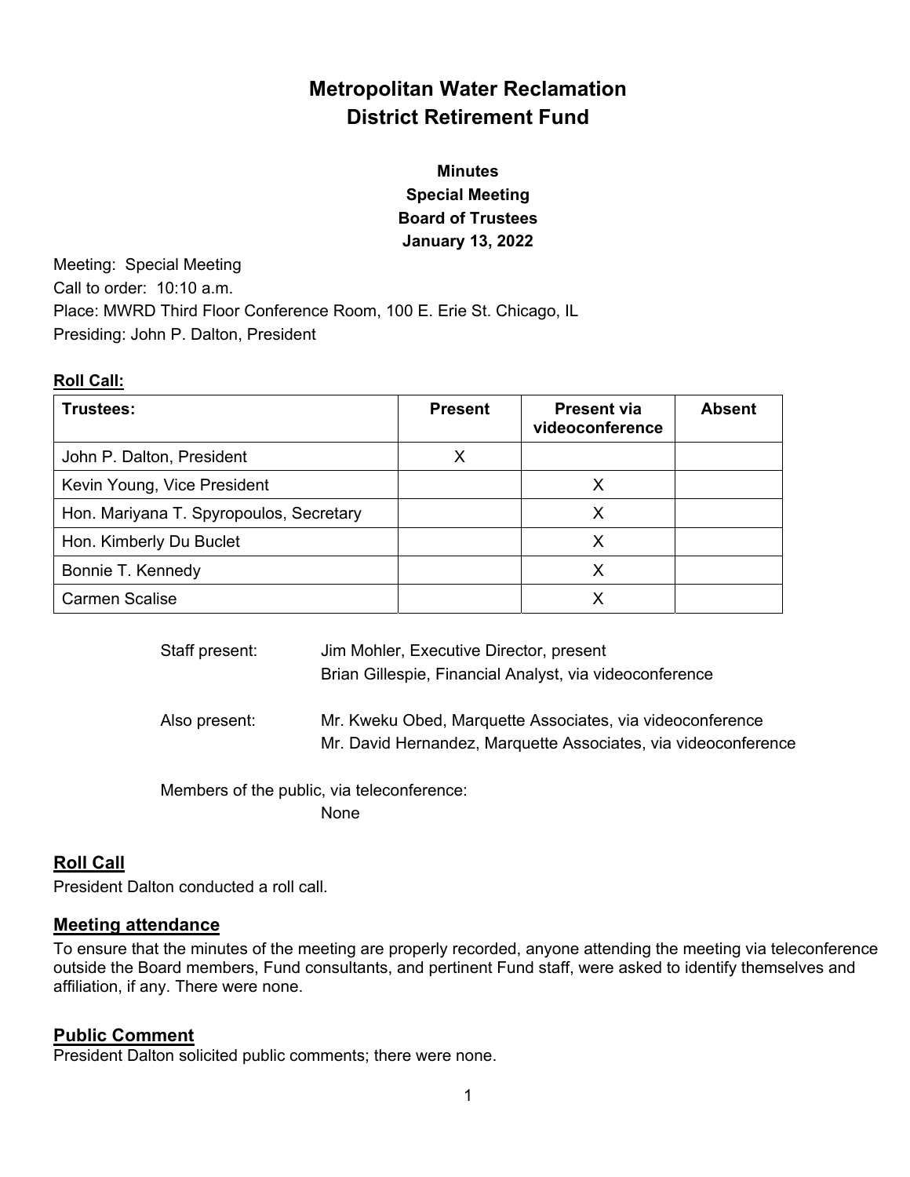# Metropolitan Water Reclamation District Retirement Fund

**Minutes**
**Special Meeting**
**Board of Trustees**
**January 13, 2022**

Meeting: Special Meeting
Call to order: 10:10 a.m.
Place: MWRD Third Floor Conference Room, 100 E. Erie St. Chicago, IL
Presiding: John P. Dalton, President

**Roll Call:**

| Trustees: | Present | Present via videoconference | Absent |
|---|---|---|---|
| John P. Dalton, President | X | | |
| Kevin Young, Vice President | | X | |
| Hon. Mariyana T. Spyropoulos, Secretary | | X | |
| Hon. Kimberly Du Buclet | | X | |
| Bonnie T. Kennedy | | X | |
| Carmen Scalise | | X | |

Staff present: Jim Mohler, Executive Director, present
Brian Gillespie, Financial Analyst, via videoconference

Also present: Mr. Kweku Obed, Marquette Associates, via videoconference
Mr. David Hernandez, Marquette Associates, via videoconference

Members of the public, via teleconference:
None

## Roll Call

President Dalton conducted a roll call.

## Meeting attendance

To ensure that the minutes of the meeting are properly recorded, anyone attending the meeting via teleconference outside the Board members, Fund consultants, and pertinent Fund staff, were asked to identify themselves and affiliation, if any. There were none.

## Public Comment

President Dalton solicited public comments; there were none.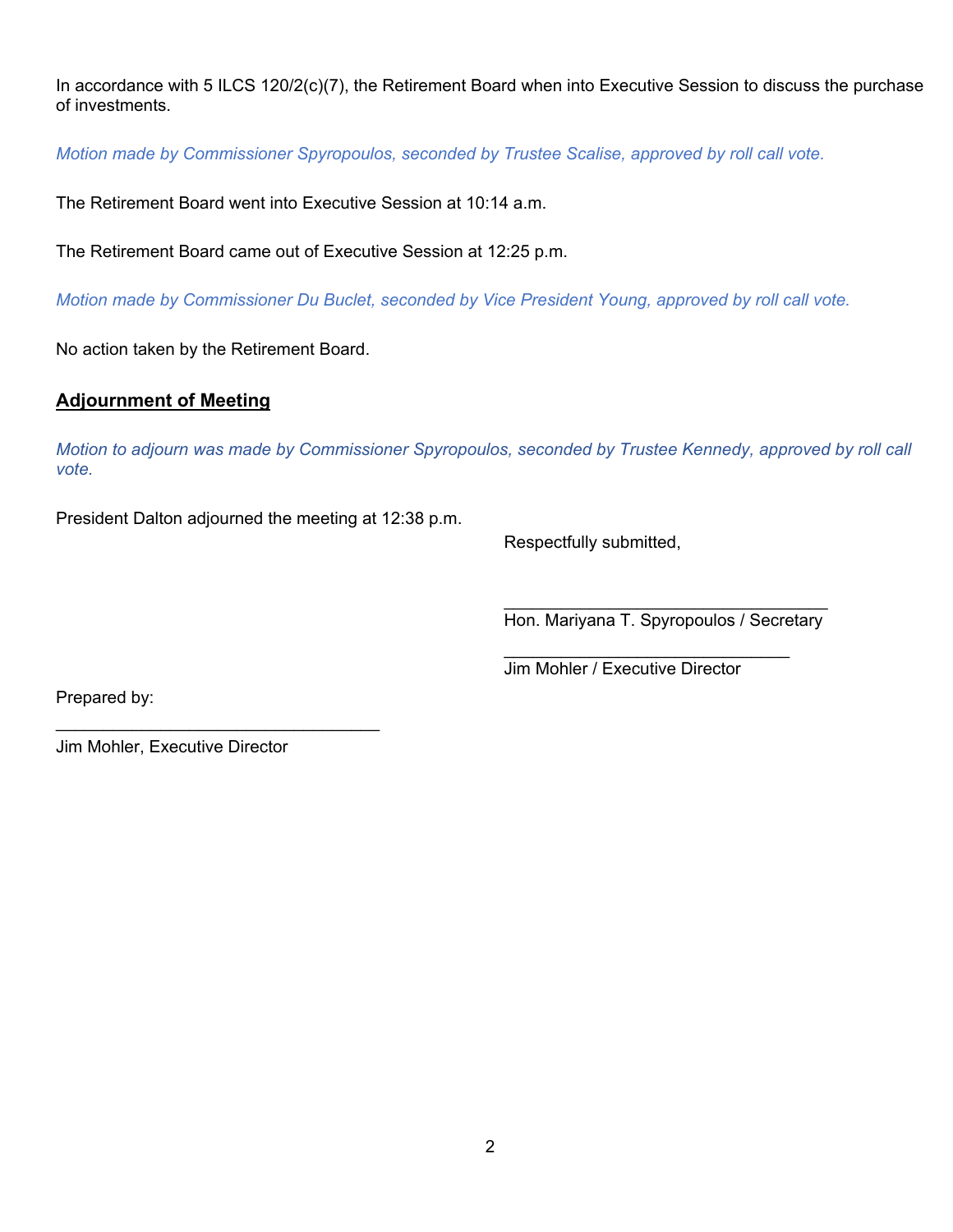In accordance with 5 ILCS 120/2(c)(7), the Retirement Board when into Executive Session to discuss the purchase of investments.

*Motion made by Commissioner Spyropoulos, seconded by Trustee Scalise, approved by roll call vote.*

The Retirement Board went into Executive Session at 10:14 a.m.

The Retirement Board came out of Executive Session at 12:25 p.m.

*Motion made by Commissioner Du Buclet, seconded by Vice President Young, approved by roll call vote.*

No action taken by the Retirement Board.

## Adjournment of Meeting

*Motion to adjourn was made by Commissioner Spyropoulos, seconded by Trustee Kennedy, approved by roll call vote.*

President Dalton adjourned the meeting at 12:38 p.m.

Respectfully submitted,

___________________________________
Hon. Mariyana T. Spyropoulos / Secretary

______________________________
Jim Mohler / Executive Director

Prepared by:

___________________________________
Jim Mohler, Executive Director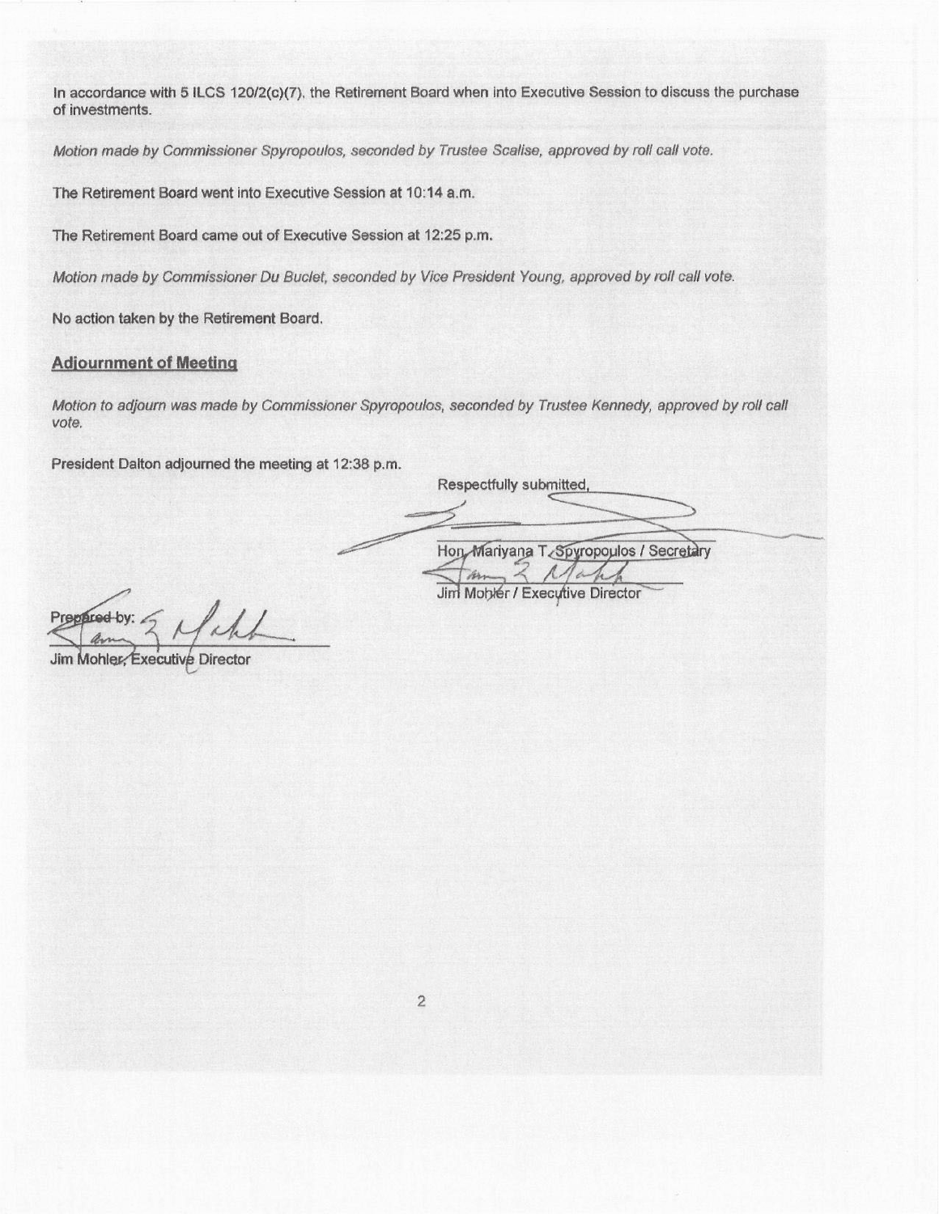In accordance with 5 ILCS 120/2(c)(7), the Retirement Board when into Executive Session to discuss the purchase of investments.

*Motion made by Commissioner Spyropoulos, seconded by Trustee Scalise, approved by roll call vote.*

The Retirement Board went into Executive Session at 10:14 a.m.

The Retirement Board came out of Executive Session at 12:25 p.m.

*Motion made by Commissioner Du Buclet, seconded by Vice President Young, approved by roll call vote.*

No action taken by the Retirement Board.

## Adjournment of Meeting

*Motion to adjourn was made by Commissioner Spyropoulos, seconded by Trustee Kennedy, approved by roll call vote.*

President Dalton adjourned the meeting at 12:38 p.m.

Respectfully submitted,

Hon. Mariyana T. Spyropoulos / Secretary

Jim Mohler / Executive Director

Prepared by:

Jim Mohler, Executive Director